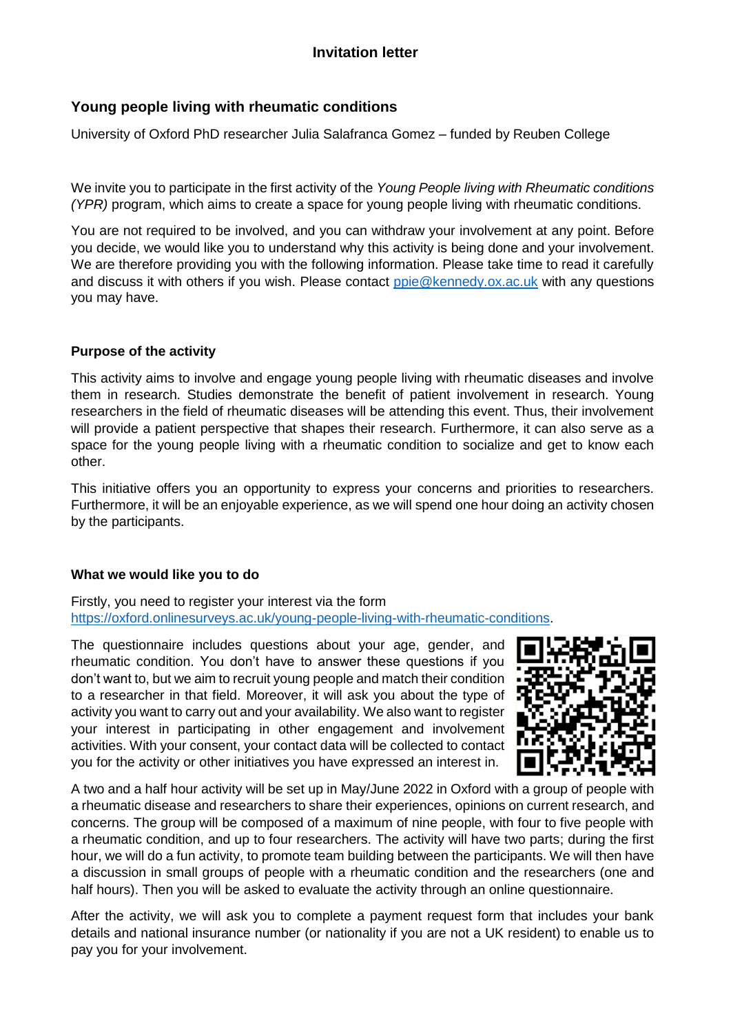# Invitation letter

## Young people living with rheumatic conditions

University of Oxford PhD researcher Julia Salafranca Gomez – funded by Reuben College

We invite you to participate in the first activity of the *Young People living with Rheumatic conditions (YPR)* program, which aims to create a space for young people living with rheumatic conditions.

You are not required to be involved, and you can withdraw your involvement at any point. Before you decide, we would like you to understand why this activity is being done and your involvement. We are therefore providing you with the following information. Please take time to read it carefully and discuss it with others if you wish. Please contact [ppie@kennedy.ox.ac.uk](mailto:ppie@kennedy.ox.ac.uk) with any questions you may have.

### Purpose of the activity

This activity aims to involve and engage young people living with rheumatic diseases and involve them in research. Studies demonstrate the benefit of patient involvement in research. Young researchers in the field of rheumatic diseases will be attending this event. Thus, their involvement will provide a patient perspective that shapes their research. Furthermore, it can also serve as a space for the young people living with a rheumatic condition to socialize and get to know each other.

This initiative offers you an opportunity to express your concerns and priorities to researchers. Furthermore, it will be an enjoyable experience, as we will spend one hour doing an activity chosen by the participants.

### What we would like you to do

Firstly, you need to register your interest via the form [https://oxford.onlinesurveys.ac.uk/young-people-living-with-rheumatic-conditions](https://oxford.onlinesurveys.ac.uk/young-people-living-with-rheumatic-conditions).

The questionnaire includes questions about your age, gender, and rheumatic condition. You don't have to answer these questions if you don't want to, but we aim to recruit young people and match their condition to a researcher in that field. Moreover, it will ask you about the type of activity you want to carry out and your availability. We also want to register your interest in participating in other engagement and involvement activities. With your consent, your contact data will be collected to contact you for the activity or other initiatives you have expressed an interest in.

A two and a half hour activity will be set up in May/June 2022 in Oxford with a group of people with a rheumatic disease and researchers to share their experiences, opinions on current research, and concerns. The group will be composed of a maximum of nine people, with four to five people with a rheumatic condition, and up to four researchers. The activity will have two parts; during the first hour, we will do a fun activity, to promote team building between the participants. We will then have a discussion in small groups of people with a rheumatic condition and the researchers (one and half hours). Then you will be asked to evaluate the activity through an online questionnaire.

After the activity, we will ask you to complete a payment request form that includes your bank details and national insurance number (or nationality if you are not a UK resident) to enable us to pay you for your involvement.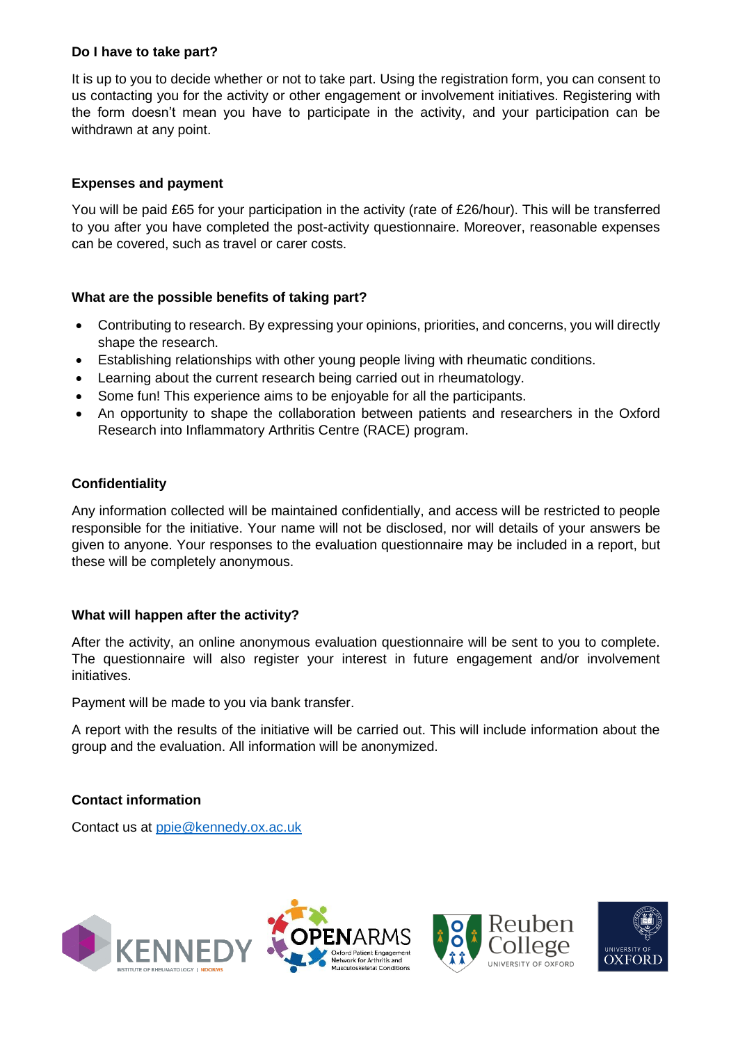### Do I have to take part?

It is up to you to decide whether or not to take part. Using the registration form, you can consent to us contacting you for the activity or other engagement or involvement initiatives. Registering with the form doesn't mean you have to participate in the activity, and your participation can be withdrawn at any point.

### Expenses and payment

You will be paid £65 for your participation in the activity (rate of £26/hour). This will be transferred to you after you have completed the post-activity questionnaire. Moreover, reasonable expenses can be covered, such as travel or carer costs.

### What are the possible benefits of taking part?

- Contributing to research. By expressing your opinions, priorities, and concerns, you will directly shape the research.
- Establishing relationships with other young people living with rheumatic conditions.
- Learning about the current research being carried out in rheumatology.
- Some fun! This experience aims to be enjoyable for all the participants.
- An opportunity to shape the collaboration between patients and researchers in the Oxford Research into Inflammatory Arthritis Centre (RACE) program.

### Confidentiality

Any information collected will be maintained confidentially, and access will be restricted to people responsible for the initiative. Your name will not be disclosed, nor will details of your answers be given to anyone. Your responses to the evaluation questionnaire may be included in a report, but these will be completely anonymous.

### What will happen after the activity?

After the activity, an online anonymous evaluation questionnaire will be sent to you to complete. The questionnaire will also register your interest in future engagement and/or involvement initiatives.

Payment will be made to you via bank transfer.

A report with the results of the initiative will be carried out. This will include information about the group and the evaluation. All information will be anonymized.

### Contact information

Contact us at ppie@kennedy.ox.ac.uk

KENNEDY INSTITUTE OF RHEUMATOLOGY | NDORMS

OPENARMS Oxford Patient Engagement Network for Arthritis and Musculoskeletal Conditions

Reuben College UNIVERSITY OF OXFORD

UNIVERSITY OF OXFORD